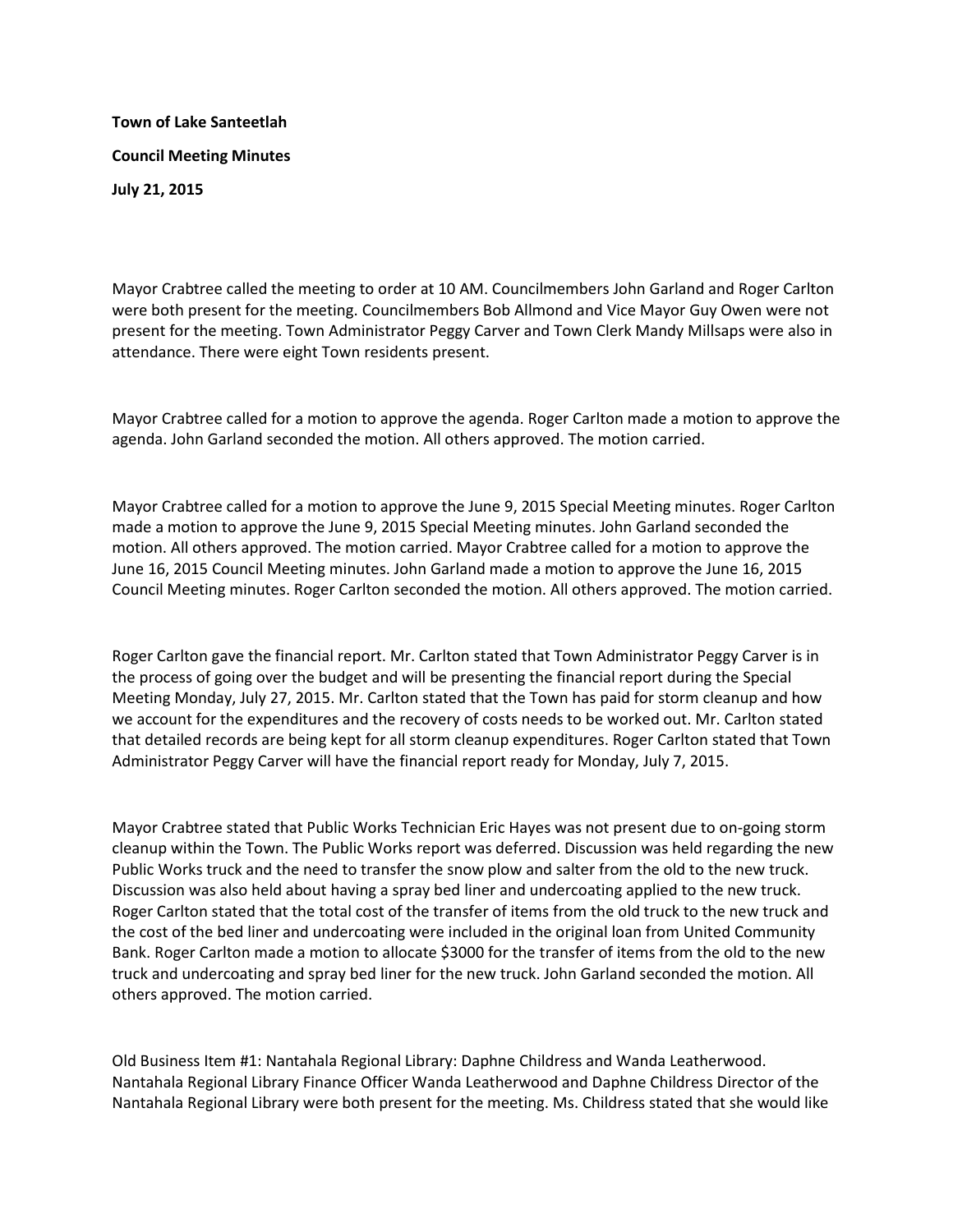**Town of Lake Santeetlah**

**Council Meeting Minutes**

**July 21, 2015**

Mayor Crabtree called the meeting to order at 10 AM. Councilmembers John Garland and Roger Carlton were both present for the meeting. Councilmembers Bob Allmond and Vice Mayor Guy Owen were not present for the meeting. Town Administrator Peggy Carver and Town Clerk Mandy Millsaps were also in attendance. There were eight Town residents present.

Mayor Crabtree called for a motion to approve the agenda. Roger Carlton made a motion to approve the agenda. John Garland seconded the motion. All others approved. The motion carried.

Mayor Crabtree called for a motion to approve the June 9, 2015 Special Meeting minutes. Roger Carlton made a motion to approve the June 9, 2015 Special Meeting minutes. John Garland seconded the motion. All others approved. The motion carried. Mayor Crabtree called for a motion to approve the June 16, 2015 Council Meeting minutes. John Garland made a motion to approve the June 16, 2015 Council Meeting minutes. Roger Carlton seconded the motion. All others approved. The motion carried.

Roger Carlton gave the financial report. Mr. Carlton stated that Town Administrator Peggy Carver is in the process of going over the budget and will be presenting the financial report during the Special Meeting Monday, July 27, 2015. Mr. Carlton stated that the Town has paid for storm cleanup and how we account for the expenditures and the recovery of costs needs to be worked out. Mr. Carlton stated that detailed records are being kept for all storm cleanup expenditures. Roger Carlton stated that Town Administrator Peggy Carver will have the financial report ready for Monday, July 7, 2015.

Mayor Crabtree stated that Public Works Technician Eric Hayes was not present due to on-going storm cleanup within the Town. The Public Works report was deferred. Discussion was held regarding the new Public Works truck and the need to transfer the snow plow and salter from the old to the new truck. Discussion was also held about having a spray bed liner and undercoating applied to the new truck. Roger Carlton stated that the total cost of the transfer of items from the old truck to the new truck and the cost of the bed liner and undercoating were included in the original loan from United Community Bank. Roger Carlton made a motion to allocate $3000 for the transfer of items from the old to the new truck and undercoating and spray bed liner for the new truck. John Garland seconded the motion. All others approved. The motion carried.

Old Business Item #1: Nantahala Regional Library: Daphne Childress and Wanda Leatherwood. Nantahala Regional Library Finance Officer Wanda Leatherwood and Daphne Childress Director of the Nantahala Regional Library were both present for the meeting. Ms. Childress stated that she would like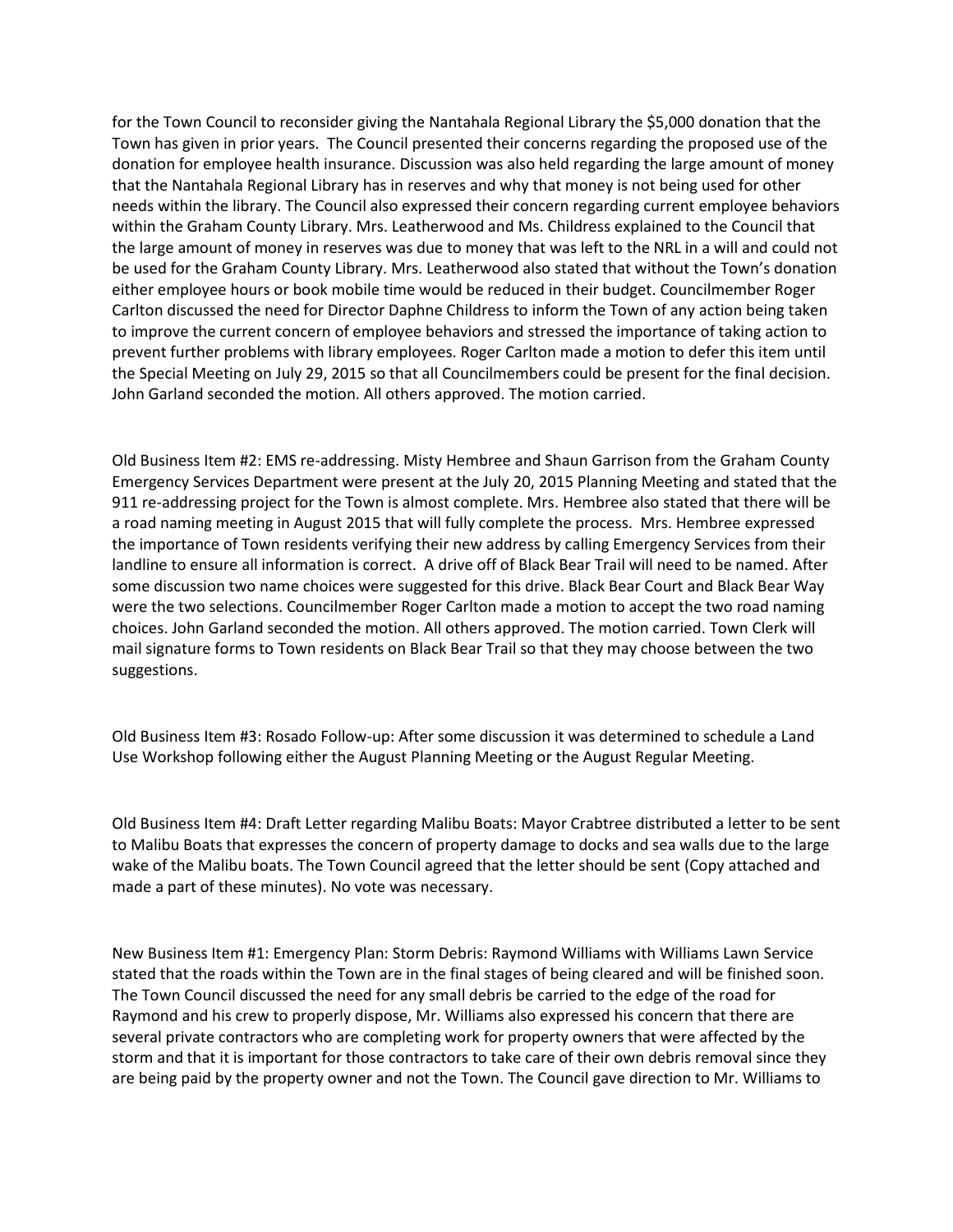for the Town Council to reconsider giving the Nantahala Regional Library the $5,000 donation that the Town has given in prior years. The Council presented their concerns regarding the proposed use of the donation for employee health insurance. Discussion was also held regarding the large amount of money that the Nantahala Regional Library has in reserves and why that money is not being used for other needs within the library. The Council also expressed their concern regarding current employee behaviors within the Graham County Library. Mrs. Leatherwood and Ms. Childress explained to the Council that the large amount of money in reserves was due to money that was left to the NRL in a will and could not be used for the Graham County Library. Mrs. Leatherwood also stated that without the Town's donation either employee hours or book mobile time would be reduced in their budget. Councilmember Roger Carlton discussed the need for Director Daphne Childress to inform the Town of any action being taken to improve the current concern of employee behaviors and stressed the importance of taking action to prevent further problems with library employees. Roger Carlton made a motion to defer this item until the Special Meeting on July 29, 2015 so that all Councilmembers could be present for the final decision. John Garland seconded the motion. All others approved. The motion carried.

Old Business Item #2: EMS re-addressing. Misty Hembree and Shaun Garrison from the Graham County Emergency Services Department were present at the July 20, 2015 Planning Meeting and stated that the 911 re-addressing project for the Town is almost complete. Mrs. Hembree also stated that there will be a road naming meeting in August 2015 that will fully complete the process. Mrs. Hembree expressed the importance of Town residents verifying their new address by calling Emergency Services from their landline to ensure all information is correct. A drive off of Black Bear Trail will need to be named. After some discussion two name choices were suggested for this drive. Black Bear Court and Black Bear Way were the two selections. Councilmember Roger Carlton made a motion to accept the two road naming choices. John Garland seconded the motion. All others approved. The motion carried. Town Clerk will mail signature forms to Town residents on Black Bear Trail so that they may choose between the two suggestions.

Old Business Item #3: Rosado Follow-up: After some discussion it was determined to schedule a Land Use Workshop following either the August Planning Meeting or the August Regular Meeting.

Old Business Item #4: Draft Letter regarding Malibu Boats: Mayor Crabtree distributed a letter to be sent to Malibu Boats that expresses the concern of property damage to docks and sea walls due to the large wake of the Malibu boats. The Town Council agreed that the letter should be sent (Copy attached and made a part of these minutes). No vote was necessary.

New Business Item #1: Emergency Plan: Storm Debris: Raymond Williams with Williams Lawn Service stated that the roads within the Town are in the final stages of being cleared and will be finished soon. The Town Council discussed the need for any small debris be carried to the edge of the road for Raymond and his crew to properly dispose, Mr. Williams also expressed his concern that there are several private contractors who are completing work for property owners that were affected by the storm and that it is important for those contractors to take care of their own debris removal since they are being paid by the property owner and not the Town. The Council gave direction to Mr. Williams to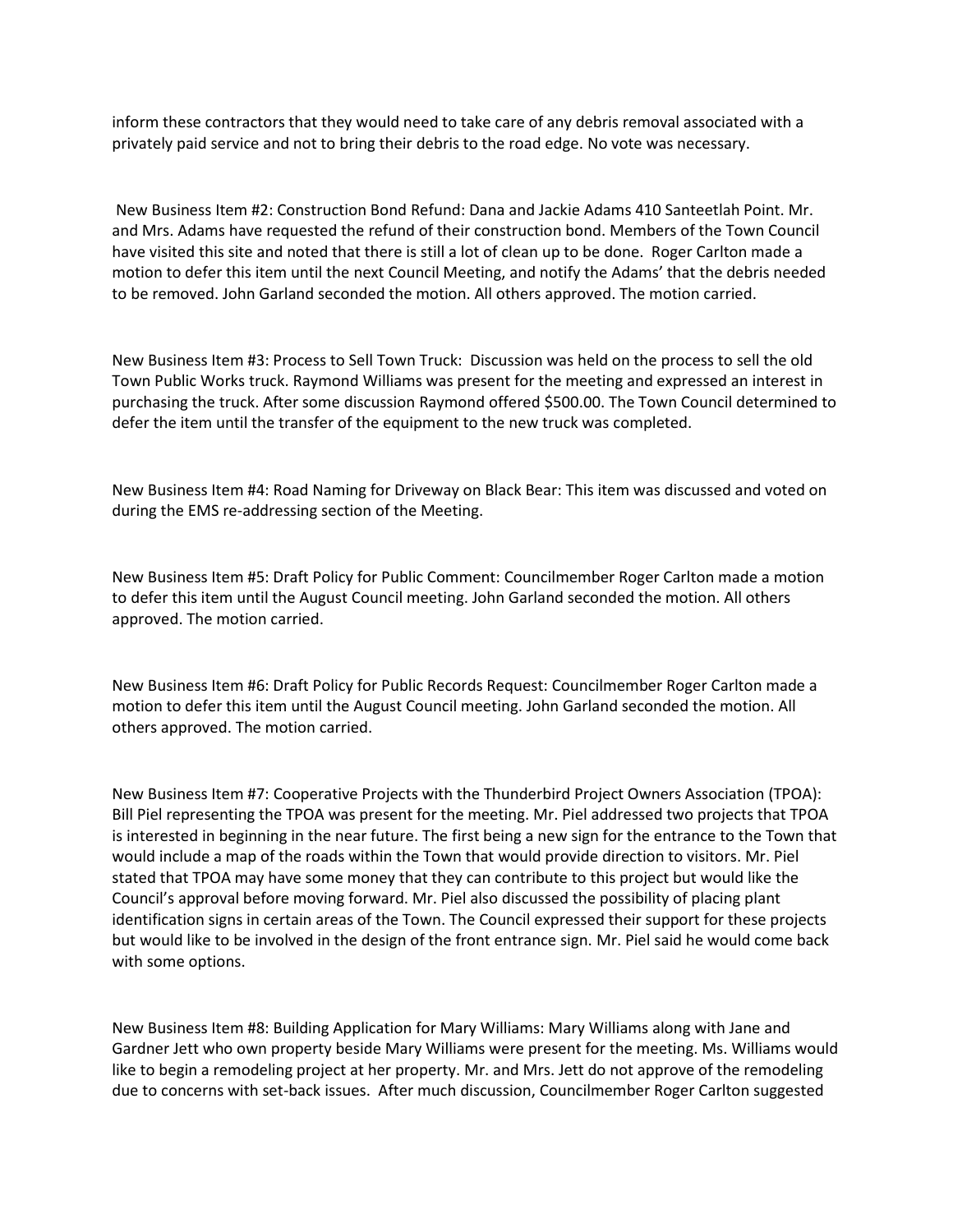inform these contractors that they would need to take care of any debris removal associated with a privately paid service and not to bring their debris to the road edge. No vote was necessary.

New Business Item #2: Construction Bond Refund: Dana and Jackie Adams 410 Santeetlah Point. Mr. and Mrs. Adams have requested the refund of their construction bond. Members of the Town Council have visited this site and noted that there is still a lot of clean up to be done. Roger Carlton made a motion to defer this item until the next Council Meeting, and notify the Adams' that the debris needed to be removed. John Garland seconded the motion. All others approved. The motion carried.

New Business Item #3: Process to Sell Town Truck: Discussion was held on the process to sell the old Town Public Works truck. Raymond Williams was present for the meeting and expressed an interest in purchasing the truck. After some discussion Raymond offered $500.00. The Town Council determined to defer the item until the transfer of the equipment to the new truck was completed.

New Business Item #4: Road Naming for Driveway on Black Bear: This item was discussed and voted on during the EMS re-addressing section of the Meeting.

New Business Item #5: Draft Policy for Public Comment: Councilmember Roger Carlton made a motion to defer this item until the August Council meeting. John Garland seconded the motion. All others approved. The motion carried.

New Business Item #6: Draft Policy for Public Records Request: Councilmember Roger Carlton made a motion to defer this item until the August Council meeting. John Garland seconded the motion. All others approved. The motion carried.

New Business Item #7: Cooperative Projects with the Thunderbird Project Owners Association (TPOA): Bill Piel representing the TPOA was present for the meeting. Mr. Piel addressed two projects that TPOA is interested in beginning in the near future. The first being a new sign for the entrance to the Town that would include a map of the roads within the Town that would provide direction to visitors. Mr. Piel stated that TPOA may have some money that they can contribute to this project but would like the Council's approval before moving forward. Mr. Piel also discussed the possibility of placing plant identification signs in certain areas of the Town. The Council expressed their support for these projects but would like to be involved in the design of the front entrance sign. Mr. Piel said he would come back with some options.

New Business Item #8: Building Application for Mary Williams: Mary Williams along with Jane and Gardner Jett who own property beside Mary Williams were present for the meeting. Ms. Williams would like to begin a remodeling project at her property. Mr. and Mrs. Jett do not approve of the remodeling due to concerns with set-back issues. After much discussion, Councilmember Roger Carlton suggested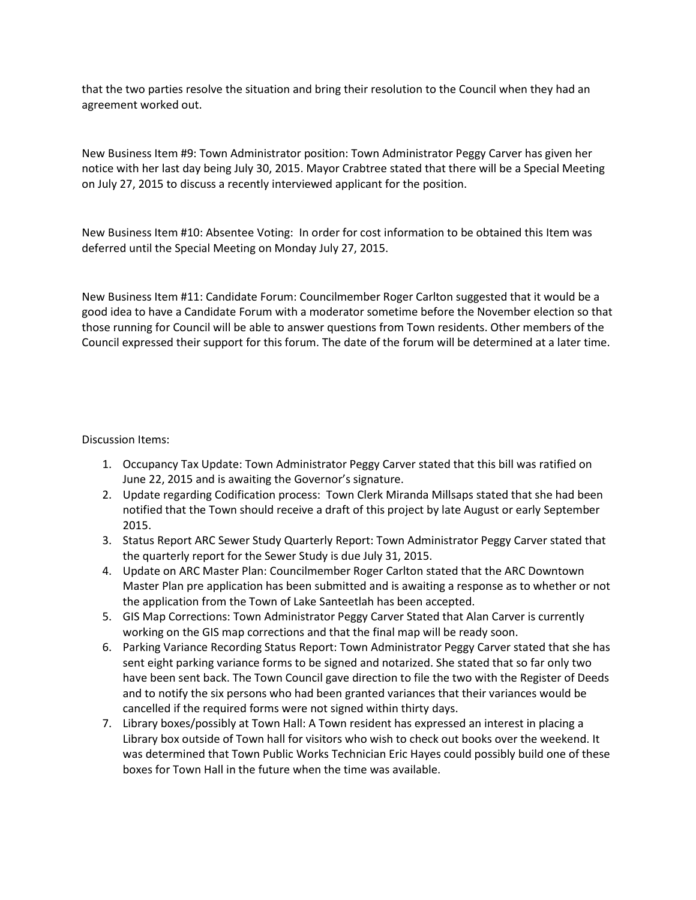that the two parties resolve the situation and bring their resolution to the Council when they had an agreement worked out.

New Business Item #9: Town Administrator position: Town Administrator Peggy Carver has given her notice with her last day being July 30, 2015. Mayor Crabtree stated that there will be a Special Meeting on July 27, 2015 to discuss a recently interviewed applicant for the position.

New Business Item #10: Absentee Voting: In order for cost information to be obtained this Item was deferred until the Special Meeting on Monday July 27, 2015.

New Business Item #11: Candidate Forum: Councilmember Roger Carlton suggested that it would be a good idea to have a Candidate Forum with a moderator sometime before the November election so that those running for Council will be able to answer questions from Town residents. Other members of the Council expressed their support for this forum. The date of the forum will be determined at a later time.

Discussion Items:

1. Occupancy Tax Update: Town Administrator Peggy Carver stated that this bill was ratified on June 22, 2015 and is awaiting the Governor's signature.
2. Update regarding Codification process: Town Clerk Miranda Millsaps stated that she had been notified that the Town should receive a draft of this project by late August or early September 2015.
3. Status Report ARC Sewer Study Quarterly Report: Town Administrator Peggy Carver stated that the quarterly report for the Sewer Study is due July 31, 2015.
4. Update on ARC Master Plan: Councilmember Roger Carlton stated that the ARC Downtown Master Plan pre application has been submitted and is awaiting a response as to whether or not the application from the Town of Lake Santeetlah has been accepted.
5. GIS Map Corrections: Town Administrator Peggy Carver Stated that Alan Carver is currently working on the GIS map corrections and that the final map will be ready soon.
6. Parking Variance Recording Status Report: Town Administrator Peggy Carver stated that she has sent eight parking variance forms to be signed and notarized. She stated that so far only two have been sent back. The Town Council gave direction to file the two with the Register of Deeds and to notify the six persons who had been granted variances that their variances would be cancelled if the required forms were not signed within thirty days.
7. Library boxes/possibly at Town Hall: A Town resident has expressed an interest in placing a Library box outside of Town hall for visitors who wish to check out books over the weekend. It was determined that Town Public Works Technician Eric Hayes could possibly build one of these boxes for Town Hall in the future when the time was available.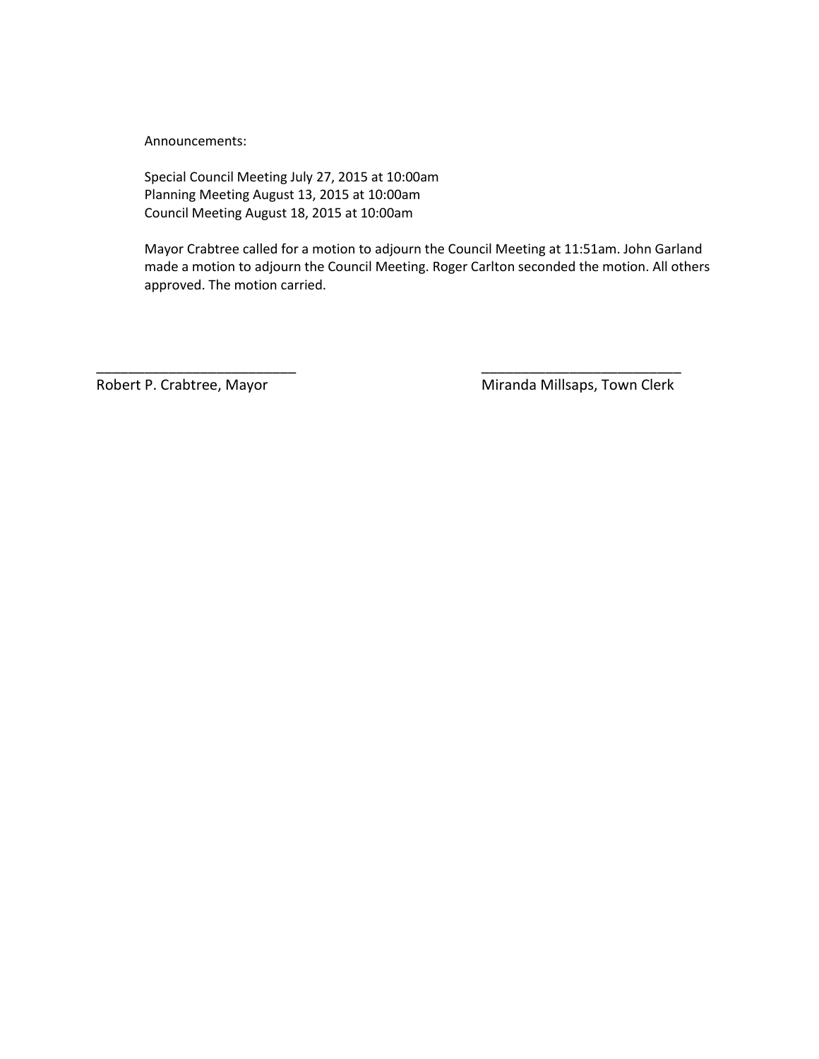Announcements:

Special Council Meeting July 27, 2015 at 10:00am
Planning Meeting August 13, 2015 at 10:00am
Council Meeting August 18, 2015 at 10:00am

Mayor Crabtree called for a motion to adjourn the Council Meeting at 11:51am. John Garland made a motion to adjourn the Council Meeting. Roger Carlton seconded the motion. All others approved. The motion carried.

_________________________
Robert P. Crabtree, Mayor

_________________________
Miranda Millsaps, Town Clerk